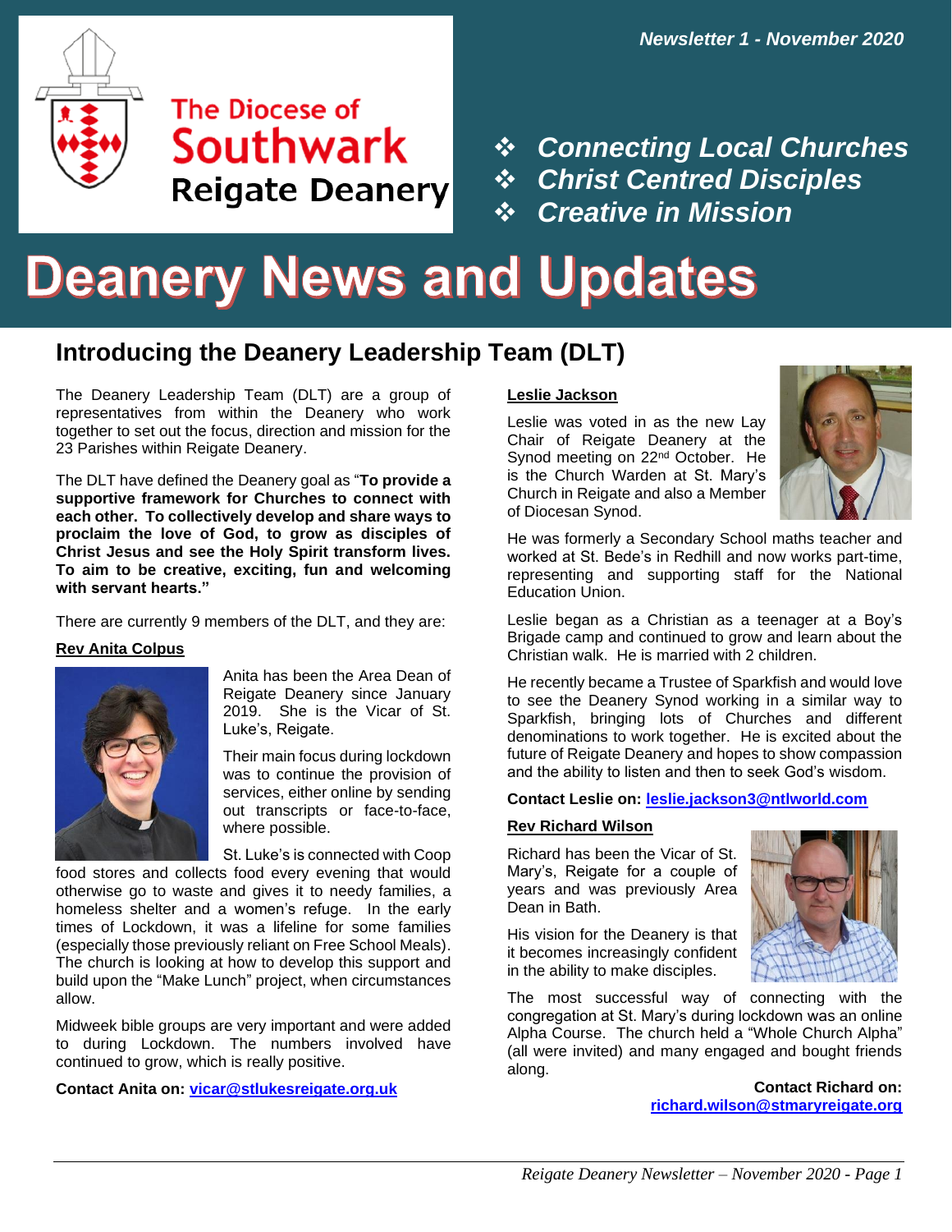*Newsletter 1 - November 2020*

The Diocese of Southwark
Reigate Deanery

- *Connecting Local Churches*
- *Christ Centred Disciples*
- *Creative in Mission*

# Deanery News and Updates

## Introducing the Deanery Leadership Team (DLT)

The Deanery Leadership Team (DLT) are a group of representatives from within the Deanery who work together to set out the focus, direction and mission for the 23 Parishes within Reigate Deanery.

The DLT have defined the Deanery goal as "**To provide a supportive framework for Churches to connect with each other. To collectively develop and share ways to proclaim the love of God, to grow as disciples of Christ Jesus and see the Holy Spirit transform lives. To aim to be creative, exciting, fun and welcoming with servant hearts.**"

There are currently 9 members of the DLT, and they are:

### Rev Anita Colpus

Anita has been the Area Dean of Reigate Deanery since January 2019. She is the Vicar of St. Luke's, Reigate.

Their main focus during lockdown was to continue the provision of services, either online by sending out transcripts or face-to-face, where possible.

St. Luke's is connected with Coop food stores and collects food every evening that would otherwise go to waste and gives it to needy families, a homeless shelter and a women's refuge. In the early times of Lockdown, it was a lifeline for some families (especially those previously reliant on Free School Meals). The church is looking at how to develop this support and build upon the "Make Lunch" project, when circumstances allow.

Midweek bible groups are very important and were added to during Lockdown. The numbers involved have continued to grow, which is really positive.

**Contact Anita on:** vicar@stlukesreigate.org.uk

### Leslie Jackson

Leslie was voted in as the new Lay Chair of Reigate Deanery at the Synod meeting on 22nd October. He is the Church Warden at St. Mary's Church in Reigate and also a Member of Diocesan Synod.

He was formerly a Secondary School maths teacher and worked at St. Bede's in Redhill and now works part-time, representing and supporting staff for the National Education Union.

Leslie began as a Christian as a teenager at a Boy's Brigade camp and continued to grow and learn about the Christian walk. He is married with 2 children.

He recently became a Trustee of Sparkfish and would love to see the Deanery Synod working in a similar way to Sparkfish, bringing lots of Churches and different denominations to work together. He is excited about the future of Reigate Deanery and hopes to show compassion and the ability to listen and then to seek God's wisdom.

**Contact Leslie on:** leslie.jackson3@ntlworld.com

### Rev Richard Wilson

Richard has been the Vicar of St. Mary's, Reigate for a couple of years and was previously Area Dean in Bath.

His vision for the Deanery is that it becomes increasingly confident in the ability to make disciples.

The most successful way of connecting with the congregation at St. Mary's during lockdown was an online Alpha Course. The church held a "Whole Church Alpha" (all were invited) and many engaged and bought friends along.

**Contact Richard on:** richard.wilson@stmaryreigate.org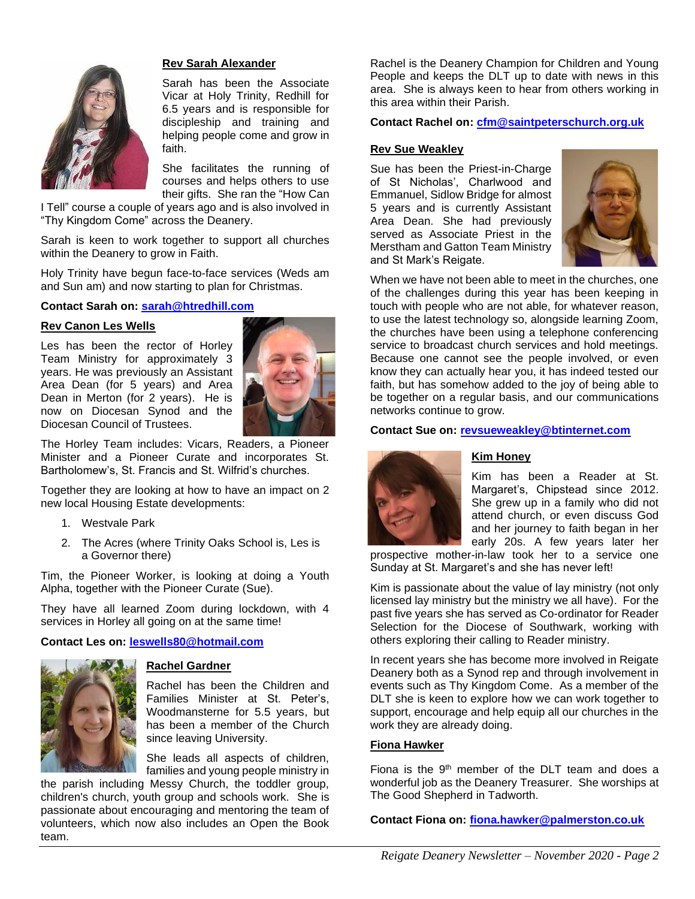### Rev Sarah Alexander

Sarah has been the Associate Vicar at Holy Trinity, Redhill for 6.5 years and is responsible for discipleship and training and helping people come and grow in faith.

She facilitates the running of courses and helps others to use their gifts. She ran the "How Can I Tell" course a couple of years ago and is also involved in "Thy Kingdom Come" across the Deanery.

Sarah is keen to work together to support all churches within the Deanery to grow in Faith.

Holy Trinity have begun face-to-face services (Weds am and Sun am) and now starting to plan for Christmas.

**Contact Sarah on: sarah@htredhill.com**

### Rev Canon Les Wells

Les has been the rector of Horley Team Ministry for approximately 3 years. He was previously an Assistant Area Dean (for 5 years) and Area Dean in Merton (for 2 years). He is now on Diocesan Synod and the Diocesan Council of Trustees.

The Horley Team includes: Vicars, Readers, a Pioneer Minister and a Pioneer Curate and incorporates St. Bartholomew's, St. Francis and St. Wilfrid's churches.

Together they are looking at how to have an impact on 2 new local Housing Estate developments:

1. Westvale Park
2. The Acres (where Trinity Oaks School is, Les is a Governor there)

Tim, the Pioneer Worker, is looking at doing a Youth Alpha, together with the Pioneer Curate (Sue).

They have all learned Zoom during lockdown, with 4 services in Horley all going on at the same time!

**Contact Les on: leswells80@hotmail.com**

### Rachel Gardner

Rachel has been the Children and Families Minister at St. Peter's, Woodmansterne for 5.5 years, but has been a member of the Church since leaving University.

She leads all aspects of children, families and young people ministry in the parish including Messy Church, the toddler group, children's church, youth group and schools work. She is passionate about encouraging and mentoring the team of volunteers, which now also includes an Open the Book team.

Rachel is the Deanery Champion for Children and Young People and keeps the DLT up to date with news in this area. She is always keen to hear from others working in this area within their Parish.

**Contact Rachel on: cfm@saintpeterschurch.org.uk**

### Rev Sue Weakley

Sue has been the Priest-in-Charge of St Nicholas', Charlwood and Emmanuel, Sidlow Bridge for almost 5 years and is currently Assistant Area Dean. She had previously served as Associate Priest in the Merstham and Gatton Team Ministry and St Mark's Reigate.

When we have not been able to meet in the churches, one of the challenges during this year has been keeping in touch with people who are not able, for whatever reason, to use the latest technology so, alongside learning Zoom, the churches have been using a telephone conferencing service to broadcast church services and hold meetings. Because one cannot see the people involved, or even know they can actually hear you, it has indeed tested our faith, but has somehow added to the joy of being able to be together on a regular basis, and our communications networks continue to grow.

**Contact Sue on: revsueweakley@btinternet.com**

### Kim Honey

Kim has been a Reader at St. Margaret's, Chipstead since 2012. She grew up in a family who did not attend church, or even discuss God and her journey to faith began in her early 20s. A few years later her prospective mother-in-law took her to a service one Sunday at St. Margaret's and she has never left!

Kim is passionate about the value of lay ministry (not only licensed lay ministry but the ministry we all have). For the past five years she has served as Co-ordinator for Reader Selection for the Diocese of Southwark, working with others exploring their calling to Reader ministry.

In recent years she has become more involved in Reigate Deanery both as a Synod rep and through involvement in events such as Thy Kingdom Come. As a member of the DLT she is keen to explore how we can work together to support, encourage and help equip all our churches in the work they are already doing.

### Fiona Hawker

Fiona is the 9th member of the DLT team and does a wonderful job as the Deanery Treasurer. She worships at The Good Shepherd in Tadworth.

**Contact Fiona on: fiona.hawker@palmerston.co.uk**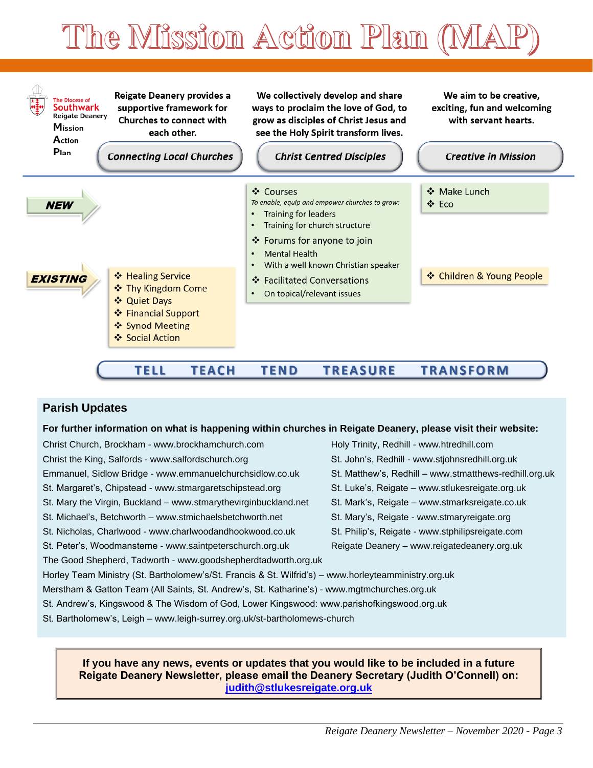# The Mission Action Plan (MAP)

The Diocese of Southwark
Reigate Deanery
Mission
Action
Plan

| | Connecting Local Churches | Christ Centred Disciples | Creative in Mission |
|---|---|---|---|
| | Reigate Deanery provides a supportive framework for Churches to connect with each other. | We collectively develop and share ways to proclaim the love of God, to grow as disciples of Christ Jesus and see the Holy Spirit transform lives. | We aim to be creative, exciting, fun and welcoming with servant hearts. |
| **NEW** | | ❖ Courses<br>*To enable, equip and empower churches to grow:*<br>• Training for leaders<br>• Training for church structure<br>❖ Forums for anyone to join<br>• Mental Health<br>• With a well known Christian speaker<br>❖ Facilitated Conversations<br>• On topical/relevant issues | ❖ Make Lunch<br>❖ Eco |
| **EXISTING** | ❖ Healing Service<br>❖ Thy Kingdom Come<br>❖ Quiet Days<br>❖ Financial Support<br>❖ Synod Meeting<br>❖ Social Action | | ❖ Children & Young People |

TELL TEACH TEND TREASURE TRANSFORM

## Parish Updates

**For further information on what is happening within churches in Reigate Deanery, please visit their website:**

Christ Church, Brockham - www.brockhamchurch.com
Christ the King, Salfords - www.salfordschurch.org
Emmanuel, Sidlow Bridge - www.emmanuelchurchsidlow.co.uk
St. Margaret's, Chipstead - www.stmargaretschipstead.org
St. Mary the Virgin, Buckland – www.stmarythevirginbuckland.net
St. Michael's, Betchworth – www.stmichaelsbetchworth.net
St. Nicholas, Charlwood - www.charlwoodandhookwood.co.uk
St. Peter's, Woodmansterne - www.saintpeterschurch.org.uk
Holy Trinity, Redhill - www.htredhill.com
St. John's, Redhill - www.stjohnsredhill.org.uk
St. Matthew's, Redhill – www.stmatthews-redhill.org.uk
St. Luke's, Reigate – www.stlukesreigate.org.uk
St. Mark's, Reigate – www.stmarksreigate.co.uk
St. Mary's, Reigate - www.stmaryreigate.org
St. Philip's, Reigate - www.stphilipsreigate.com
Reigate Deanery – www.reigatedeanery.org.uk
The Good Shepherd, Tadworth - www.goodshepherdtadworth.org.uk
Horley Team Ministry (St. Bartholomew's/St. Francis & St. Wilfrid's) – www.horleyteamministry.org.uk
Merstham & Gatton Team (All Saints, St. Andrew's, St. Katharine's) - www.mgtmchurches.org.uk
St. Andrew's, Kingswood & The Wisdom of God, Lower Kingswood: www.parishofkingswood.org.uk
St. Bartholomew's, Leigh – www.leigh-surrey.org.uk/st-bartholomews-church

**If you have any news, events or updates that you would like to be included in a future Reigate Deanery Newsletter, please email the Deanery Secretary (Judith O'Connell) on: judith@stlukesreigate.org.uk**